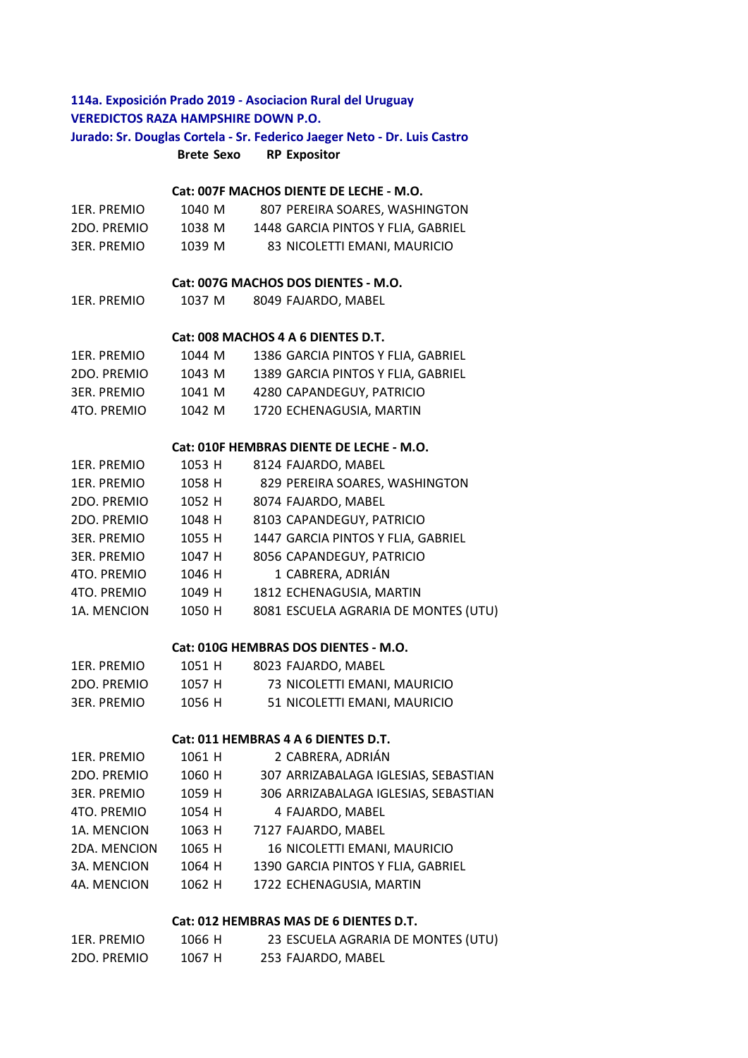**114a. Exposición Prado 2019 - Asociacion Rural del Uruguay**
**VEREDICTOS RAZA HAMPSHIRE DOWN P.O.**
**Jurado: Sr. Douglas Cortela - Sr. Federico Jaeger Neto - Dr. Luis Castro**

| | Brete | Sexo | RP | Expositor |
|---|---|---|---|---|
| | | | | **Cat: 007F MACHOS DIENTE DE LECHE - M.O.** |
| 1ER. PREMIO | 1040 | M | 807 | PEREIRA SOARES, WASHINGTON |
| 2DO. PREMIO | 1038 | M | 1448 | GARCIA PINTOS Y FLIA, GABRIEL |
| 3ER. PREMIO | 1039 | M | 83 | NICOLETTI EMANI, MAURICIO |
| | | | | **Cat: 007G MACHOS DOS DIENTES - M.O.** |
| 1ER. PREMIO | 1037 | M | 8049 | FAJARDO, MABEL |
| | | | | **Cat: 008 MACHOS 4 A 6 DIENTES D.T.** |
| 1ER. PREMIO | 1044 | M | 1386 | GARCIA PINTOS Y FLIA, GABRIEL |
| 2DO. PREMIO | 1043 | M | 1389 | GARCIA PINTOS Y FLIA, GABRIEL |
| 3ER. PREMIO | 1041 | M | 4280 | CAPANDEGUY, PATRICIO |
| 4TO. PREMIO | 1042 | M | 1720 | ECHENAGUSIA, MARTIN |
| | | | | **Cat: 010F HEMBRAS DIENTE DE LECHE - M.O.** |
| 1ER. PREMIO | 1053 | H | 8124 | FAJARDO, MABEL |
| 1ER. PREMIO | 1058 | H | 829 | PEREIRA SOARES, WASHINGTON |
| 2DO. PREMIO | 1052 | H | 8074 | FAJARDO, MABEL |
| 2DO. PREMIO | 1048 | H | 8103 | CAPANDEGUY, PATRICIO |
| 3ER. PREMIO | 1055 | H | 1447 | GARCIA PINTOS Y FLIA, GABRIEL |
| 3ER. PREMIO | 1047 | H | 8056 | CAPANDEGUY, PATRICIO |
| 4TO. PREMIO | 1046 | H | 1 | CABRERA, ADRIÁN |
| 4TO. PREMIO | 1049 | H | 1812 | ECHENAGUSIA, MARTIN |
| 1A. MENCION | 1050 | H | 8081 | ESCUELA AGRARIA DE MONTES (UTU) |
| | | | | **Cat: 010G HEMBRAS DOS DIENTES - M.O.** |
| 1ER. PREMIO | 1051 | H | 8023 | FAJARDO, MABEL |
| 2DO. PREMIO | 1057 | H | 73 | NICOLETTI EMANI, MAURICIO |
| 3ER. PREMIO | 1056 | H | 51 | NICOLETTI EMANI, MAURICIO |
| | | | | **Cat: 011 HEMBRAS 4 A 6 DIENTES D.T.** |
| 1ER. PREMIO | 1061 | H | 2 | CABRERA, ADRIÁN |
| 2DO. PREMIO | 1060 | H | 307 | ARRIZABALAGA IGLESIAS, SEBASTIAN |
| 3ER. PREMIO | 1059 | H | 306 | ARRIZABALAGA IGLESIAS, SEBASTIAN |
| 4TO. PREMIO | 1054 | H | 4 | FAJARDO, MABEL |
| 1A. MENCION | 1063 | H | 7127 | FAJARDO, MABEL |
| 2DA. MENCION | 1065 | H | 16 | NICOLETTI EMANI, MAURICIO |
| 3A. MENCION | 1064 | H | 1390 | GARCIA PINTOS Y FLIA, GABRIEL |
| 4A. MENCION | 1062 | H | 1722 | ECHENAGUSIA, MARTIN |
| | | | | **Cat: 012 HEMBRAS MAS DE 6 DIENTES D.T.** |
| 1ER. PREMIO | 1066 | H | 23 | ESCUELA AGRARIA DE MONTES (UTU) |
| 2DO. PREMIO | 1067 | H | 253 | FAJARDO, MABEL |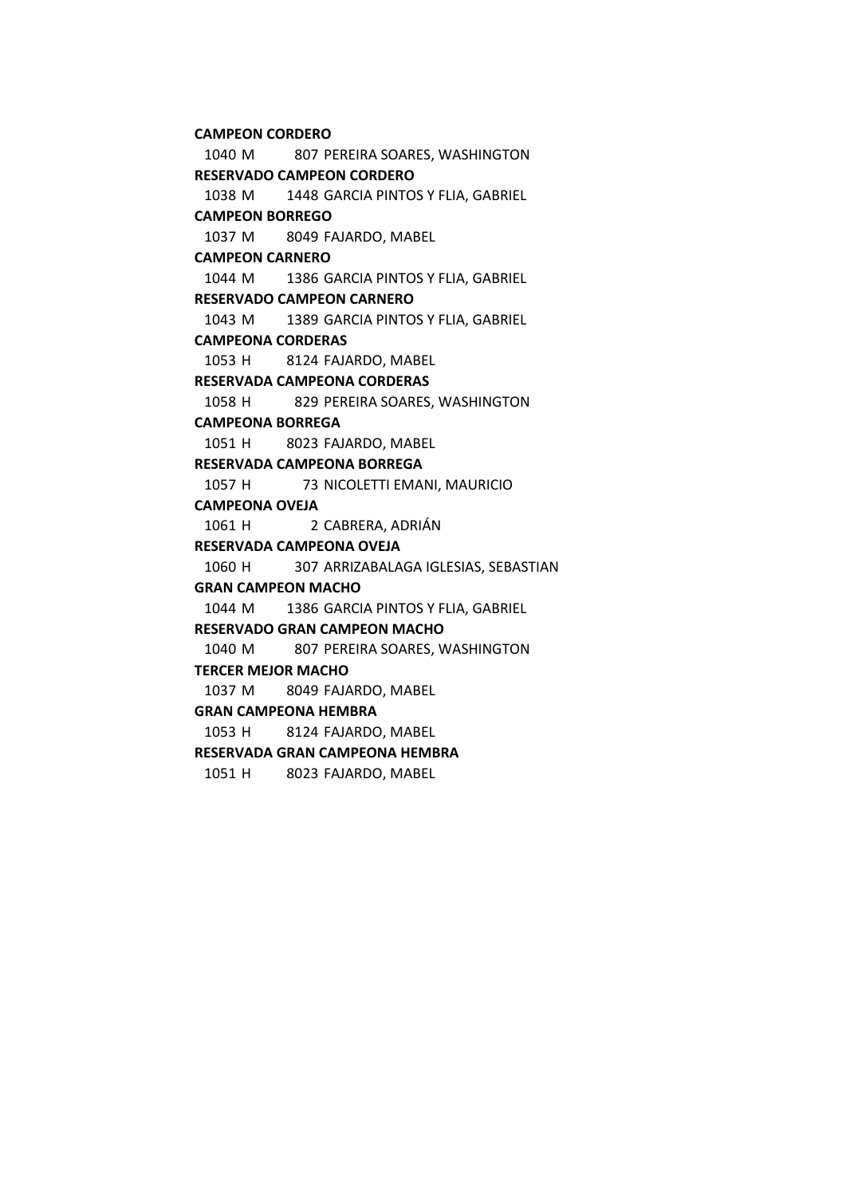**CAMPEON CORDERO**

1040 M 807 PEREIRA SOARES, WASHINGTON

**RESERVADO CAMPEON CORDERO**

1038 M 1448 GARCIA PINTOS Y FLIA, GABRIEL

**CAMPEON BORREGO**

1037 M 8049 FAJARDO, MABEL

**CAMPEON CARNERO**

1044 M 1386 GARCIA PINTOS Y FLIA, GABRIEL

**RESERVADO CAMPEON CARNERO**

1043 M 1389 GARCIA PINTOS Y FLIA, GABRIEL

**CAMPEONA CORDERAS**

1053 H 8124 FAJARDO, MABEL

**RESERVADA CAMPEONA CORDERAS**

1058 H 829 PEREIRA SOARES, WASHINGTON

**CAMPEONA BORREGA**

1051 H 8023 FAJARDO, MABEL

**RESERVADA CAMPEONA BORREGA**

1057 H 73 NICOLETTI EMANI, MAURICIO

**CAMPEONA OVEJA**

1061 H 2 CABRERA, ADRIÁN

**RESERVADA CAMPEONA OVEJA**

1060 H 307 ARRIZABALAGA IGLESIAS, SEBASTIAN

**GRAN CAMPEON MACHO**

1044 M 1386 GARCIA PINTOS Y FLIA, GABRIEL

**RESERVADO GRAN CAMPEON MACHO**

1040 M 807 PEREIRA SOARES, WASHINGTON

**TERCER MEJOR MACHO**

1037 M 8049 FAJARDO, MABEL

**GRAN CAMPEONA HEMBRA**

1053 H 8124 FAJARDO, MABEL

**RESERVADA GRAN CAMPEONA HEMBRA**

1051 H 8023 FAJARDO, MABEL